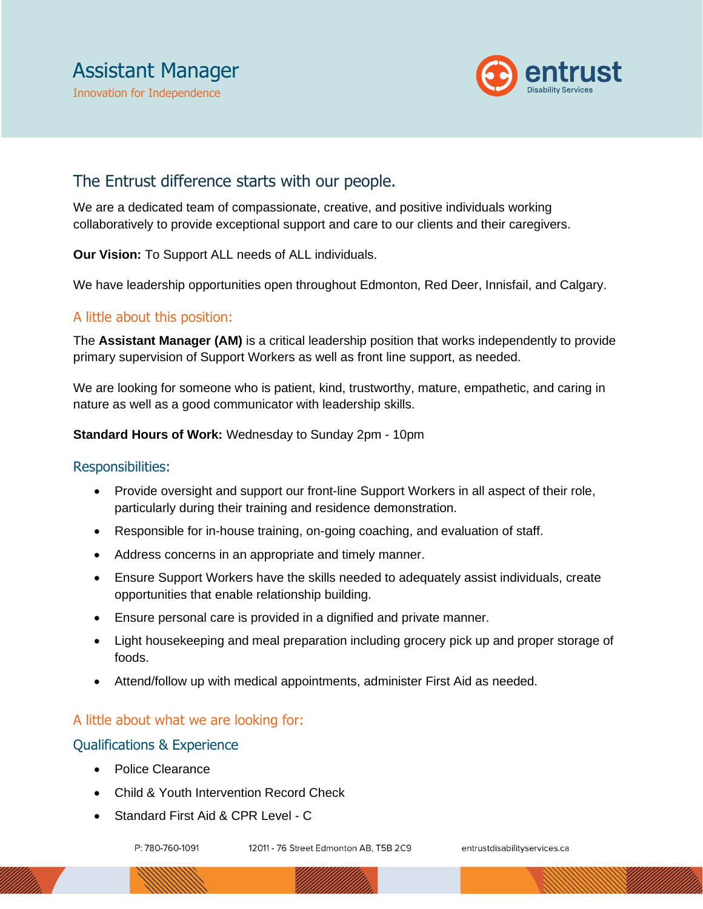# Assistant Manager

Innovation for Independence

entrust
Disability Services

## The Entrust difference starts with our people.

We are a dedicated team of compassionate, creative, and positive individuals working collaboratively to provide exceptional support and care to our clients and their caregivers.

**Our Vision:** To Support ALL needs of ALL individuals.

We have leadership opportunities open throughout Edmonton, Red Deer, Innisfail, and Calgary.

## A little about this position:

The **Assistant Manager (AM)** is a critical leadership position that works independently to provide primary supervision of Support Workers as well as front line support, as needed.

We are looking for someone who is patient, kind, trustworthy, mature, empathetic, and caring in nature as well as a good communicator with leadership skills.

**Standard Hours of Work:** Wednesday to Sunday 2pm - 10pm

### Responsibilities:

- Provide oversight and support our front-line Support Workers in all aspect of their role, particularly during their training and residence demonstration.
- Responsible for in-house training, on-going coaching, and evaluation of staff.
- Address concerns in an appropriate and timely manner.
- Ensure Support Workers have the skills needed to adequately assist individuals, create opportunities that enable relationship building.
- Ensure personal care is provided in a dignified and private manner.
- Light housekeeping and meal preparation including grocery pick up and proper storage of foods.
- Attend/follow up with medical appointments, administer First Aid as needed.

## A little about what we are looking for:

### Qualifications & Experience

- Police Clearance
- Child & Youth Intervention Record Check
- Standard First Aid & CPR Level - C

P: 780-760-1091 12011 - 76 Street Edmonton AB, T5B 2C9 entrustdisabilityservices.ca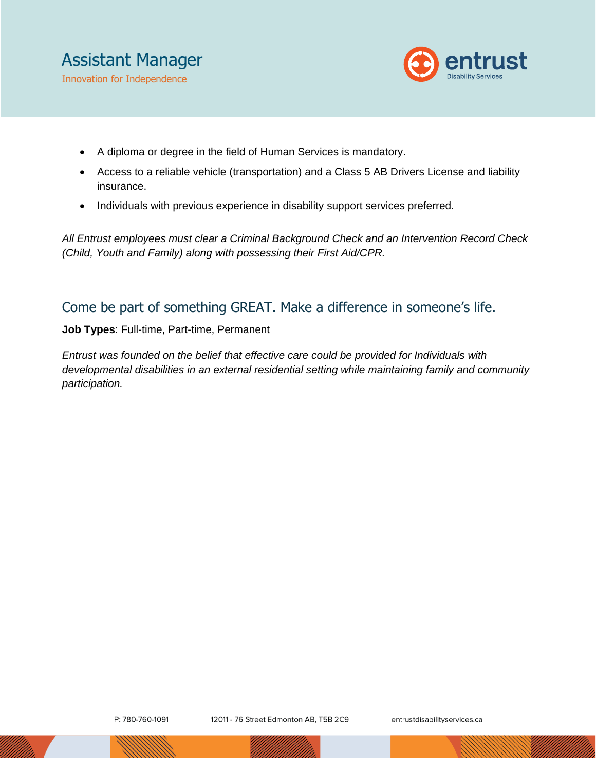# Assistant Manager

Innovation for Independence

- A diploma or degree in the field of Human Services is mandatory.
- Access to a reliable vehicle (transportation) and a Class 5 AB Drivers License and liability insurance.
- Individuals with previous experience in disability support services preferred.

*All Entrust employees must clear a Criminal Background Check and an Intervention Record Check (Child, Youth and Family) along with possessing their First Aid/CPR.*

## Come be part of something GREAT. Make a difference in someone's life.

**Job Types**: Full-time, Part-time, Permanent

*Entrust was founded on the belief that effective care could be provided for Individuals with developmental disabilities in an external residential setting while maintaining family and community participation.*

P: 780-760-1091 12011 - 76 Street Edmonton AB, T5B 2C9 entrustdisabilityservices.ca